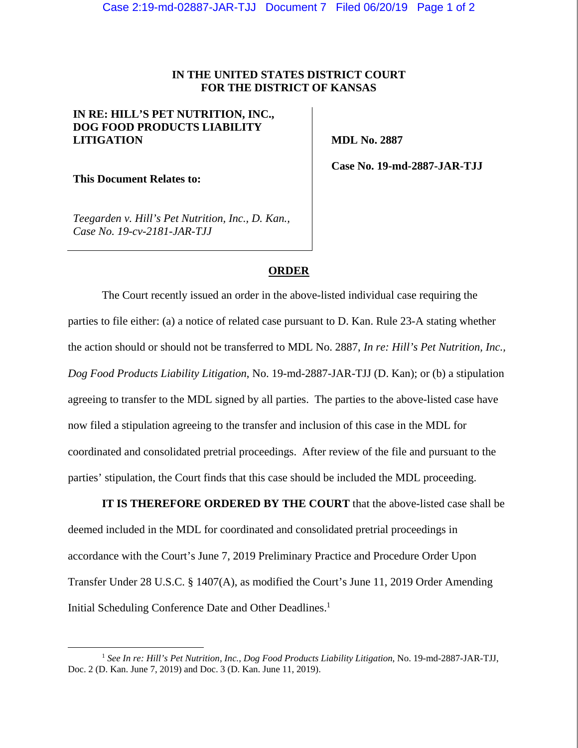**IN THE UNITED STATES DISTRICT COURT**
**FOR THE DISTRICT OF KANSAS**

| | |
|---|---|
| **IN RE: HILL'S PET NUTRITION, INC., DOG FOOD PRODUCTS LIABILITY LITIGATION** | **MDL No. 2887** |
| **This Document Relates to:** | **Case No. 19-md-2887-JAR-TJJ** |
| *Teegarden v. Hill's Pet Nutrition, Inc., D. Kan., Case No. 19-cv-2181-JAR-TJJ* | |

## ORDER

The Court recently issued an order in the above-listed individual case requiring the parties to file either: (a) a notice of related case pursuant to D. Kan. Rule 23-A stating whether the action should or should not be transferred to MDL No. 2887, *In re: Hill's Pet Nutrition, Inc., Dog Food Products Liability Litigation*, No. 19-md-2887-JAR-TJJ (D. Kan); or (b) a stipulation agreeing to transfer to the MDL signed by all parties. The parties to the above-listed case have now filed a stipulation agreeing to the transfer and inclusion of this case in the MDL for coordinated and consolidated pretrial proceedings. After review of the file and pursuant to the parties' stipulation, the Court finds that this case should be included the MDL proceeding.

**IT IS THEREFORE ORDERED BY THE COURT** that the above-listed case shall be deemed included in the MDL for coordinated and consolidated pretrial proceedings in accordance with the Court's June 7, 2019 Preliminary Practice and Procedure Order Upon Transfer Under 28 U.S.C. § 1407(A), as modified the Court's June 11, 2019 Order Amending Initial Scheduling Conference Date and Other Deadlines.[1]

---

[1] *See In re: Hill's Pet Nutrition, Inc., Dog Food Products Liability Litigation*, No. 19-md-2887-JAR-TJJ, Doc. 2 (D. Kan. June 7, 2019) and Doc. 3 (D. Kan. June 11, 2019).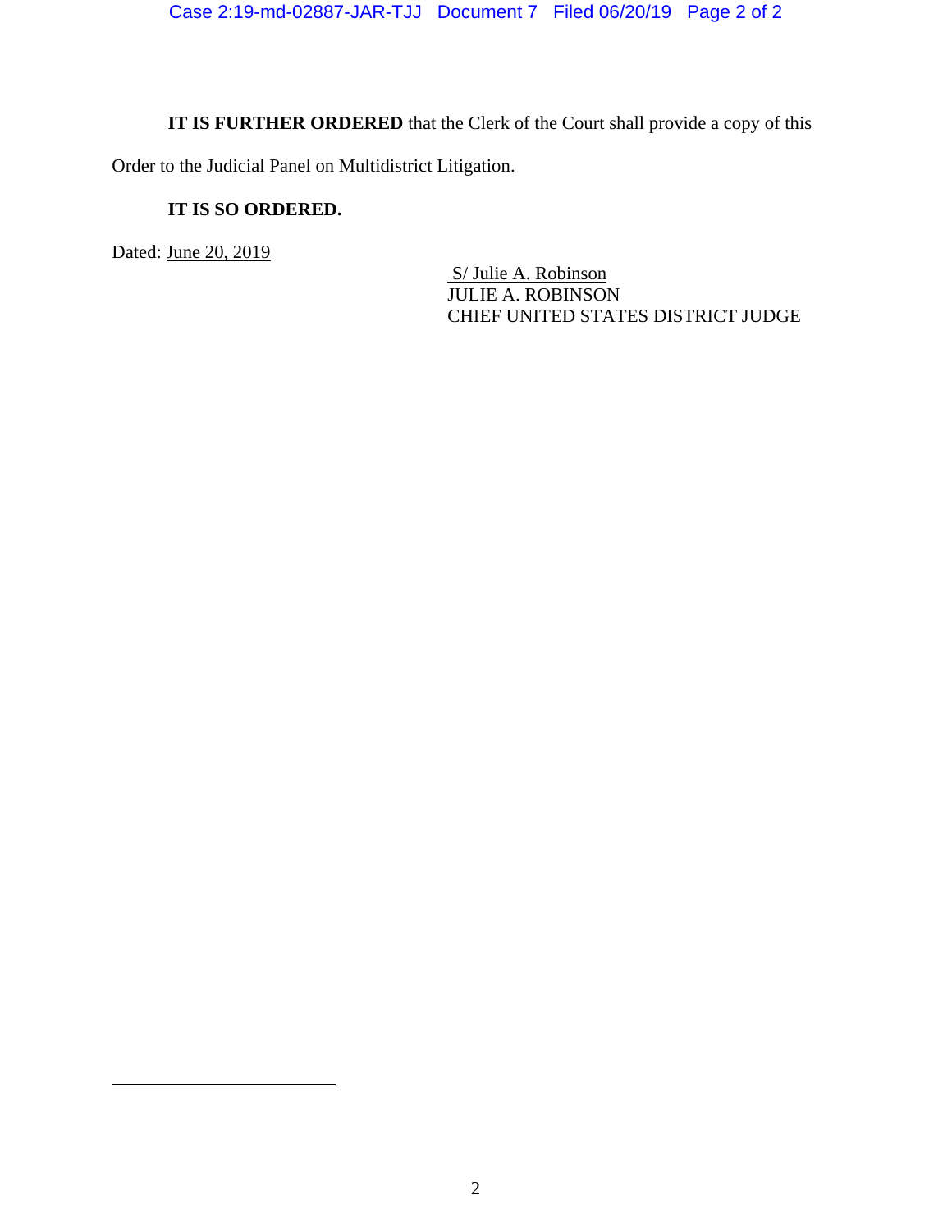**IT IS FURTHER ORDERED** that the Clerk of the Court shall provide a copy of this Order to the Judicial Panel on Multidistrict Litigation.

**IT IS SO ORDERED.**

Dated: June 20, 2019

S/ Julie A. Robinson
JULIE A. ROBINSON
CHIEF UNITED STATES DISTRICT JUDGE